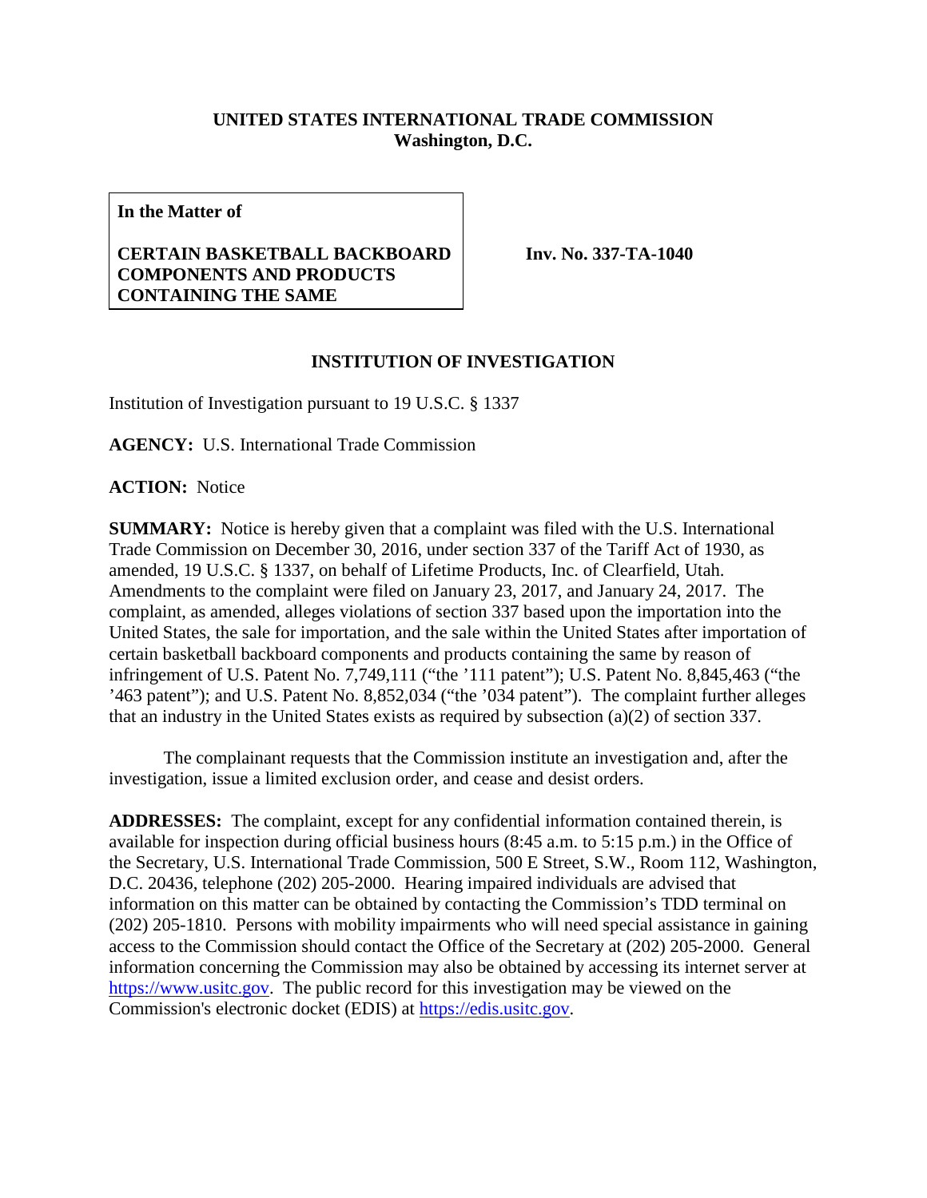**UNITED STATES INTERNATIONAL TRADE COMMISSION**
**Washington, D.C.**

| **In the Matter of** <br><br> **CERTAIN BASKETBALL BACKBOARD COMPONENTS AND PRODUCTS CONTAINING THE SAME** | **Inv. No. 337-TA-1040** |
|---|---|

## INSTITUTION OF INVESTIGATION

Institution of Investigation pursuant to 19 U.S.C. § 1337

**AGENCY:** U.S. International Trade Commission

**ACTION:** Notice

**SUMMARY:** Notice is hereby given that a complaint was filed with the U.S. International Trade Commission on December 30, 2016, under section 337 of the Tariff Act of 1930, as amended, 19 U.S.C. § 1337, on behalf of Lifetime Products, Inc. of Clearfield, Utah. Amendments to the complaint were filed on January 23, 2017, and January 24, 2017. The complaint, as amended, alleges violations of section 337 based upon the importation into the United States, the sale for importation, and the sale within the United States after importation of certain basketball backboard components and products containing the same by reason of infringement of U.S. Patent No. 7,749,111 ("the '111 patent"); U.S. Patent No. 8,845,463 ("the '463 patent"); and U.S. Patent No. 8,852,034 ("the '034 patent"). The complaint further alleges that an industry in the United States exists as required by subsection (a)(2) of section 337.

The complainant requests that the Commission institute an investigation and, after the investigation, issue a limited exclusion order, and cease and desist orders.

**ADDRESSES:** The complaint, except for any confidential information contained therein, is available for inspection during official business hours (8:45 a.m. to 5:15 p.m.) in the Office of the Secretary, U.S. International Trade Commission, 500 E Street, S.W., Room 112, Washington, D.C. 20436, telephone (202) 205-2000. Hearing impaired individuals are advised that information on this matter can be obtained by contacting the Commission's TDD terminal on (202) 205-1810. Persons with mobility impairments who will need special assistance in gaining access to the Commission should contact the Office of the Secretary at (202) 205-2000. General information concerning the Commission may also be obtained by accessing its internet server at https://www.usitc.gov. The public record for this investigation may be viewed on the Commission's electronic docket (EDIS) at https://edis.usitc.gov.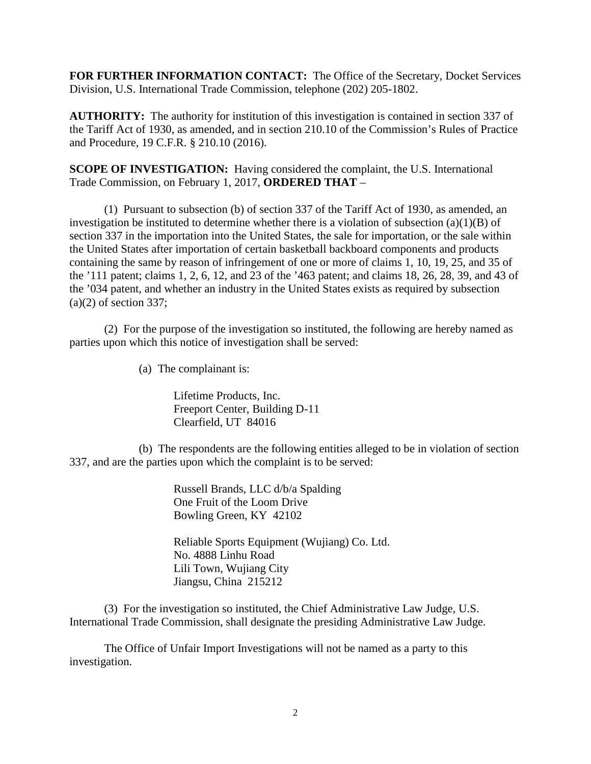**FOR FURTHER INFORMATION CONTACT:** The Office of the Secretary, Docket Services Division, U.S. International Trade Commission, telephone (202) 205-1802.

**AUTHORITY:** The authority for institution of this investigation is contained in section 337 of the Tariff Act of 1930, as amended, and in section 210.10 of the Commission's Rules of Practice and Procedure, 19 C.F.R. § 210.10 (2016).

**SCOPE OF INVESTIGATION:** Having considered the complaint, the U.S. International Trade Commission, on February 1, 2017, **ORDERED THAT** –

(1) Pursuant to subsection (b) of section 337 of the Tariff Act of 1930, as amended, an investigation be instituted to determine whether there is a violation of subsection (a)(1)(B) of section 337 in the importation into the United States, the sale for importation, or the sale within the United States after importation of certain basketball backboard components and products containing the same by reason of infringement of one or more of claims 1, 10, 19, 25, and 35 of the '111 patent; claims 1, 2, 6, 12, and 23 of the '463 patent; and claims 18, 26, 28, 39, and 43 of the '034 patent, and whether an industry in the United States exists as required by subsection (a)(2) of section 337;

(2) For the purpose of the investigation so instituted, the following are hereby named as parties upon which this notice of investigation shall be served:

(a) The complainant is:

Lifetime Products, Inc.
Freeport Center, Building D-11
Clearfield, UT 84016

(b) The respondents are the following entities alleged to be in violation of section 337, and are the parties upon which the complaint is to be served:

Russell Brands, LLC d/b/a Spalding
One Fruit of the Loom Drive
Bowling Green, KY 42102

Reliable Sports Equipment (Wujiang) Co. Ltd.
No. 4888 Linhu Road
Lili Town, Wujiang City
Jiangsu, China 215212

(3) For the investigation so instituted, the Chief Administrative Law Judge, U.S. International Trade Commission, shall designate the presiding Administrative Law Judge.

The Office of Unfair Import Investigations will not be named as a party to this investigation.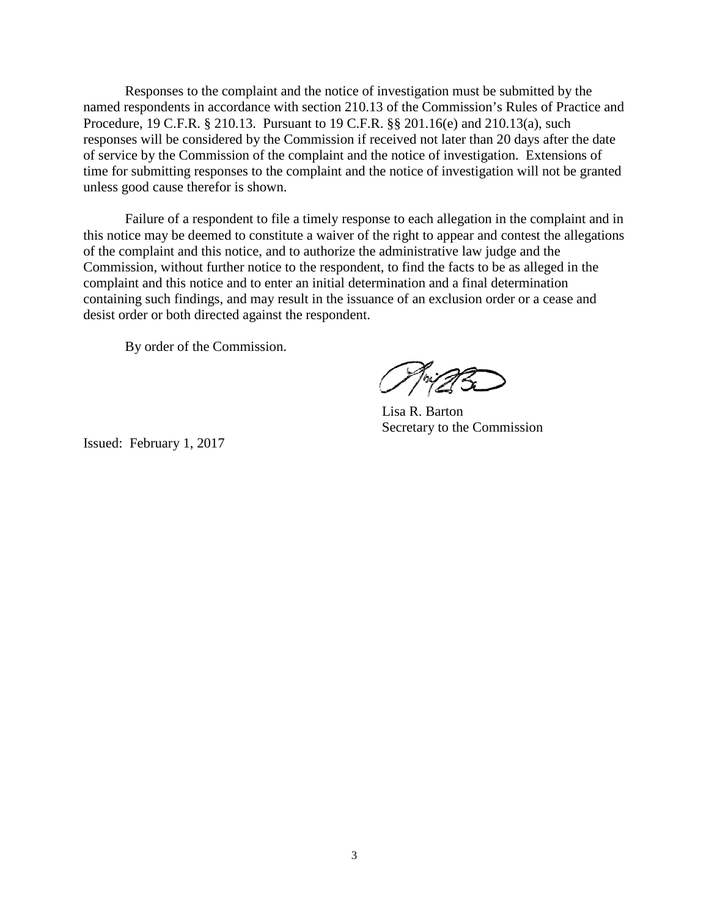Responses to the complaint and the notice of investigation must be submitted by the named respondents in accordance with section 210.13 of the Commission's Rules of Practice and Procedure, 19 C.F.R. § 210.13. Pursuant to 19 C.F.R. §§ 201.16(e) and 210.13(a), such responses will be considered by the Commission if received not later than 20 days after the date of service by the Commission of the complaint and the notice of investigation. Extensions of time for submitting responses to the complaint and the notice of investigation will not be granted unless good cause therefor is shown.

Failure of a respondent to file a timely response to each allegation in the complaint and in this notice may be deemed to constitute a waiver of the right to appear and contest the allegations of the complaint and this notice, and to authorize the administrative law judge and the Commission, without further notice to the respondent, to find the facts to be as alleged in the complaint and this notice and to enter an initial determination and a final determination containing such findings, and may result in the issuance of an exclusion order or a cease and desist order or both directed against the respondent.

By order of the Commission.

Lisa R. Barton
Secretary to the Commission

Issued: February 1, 2017